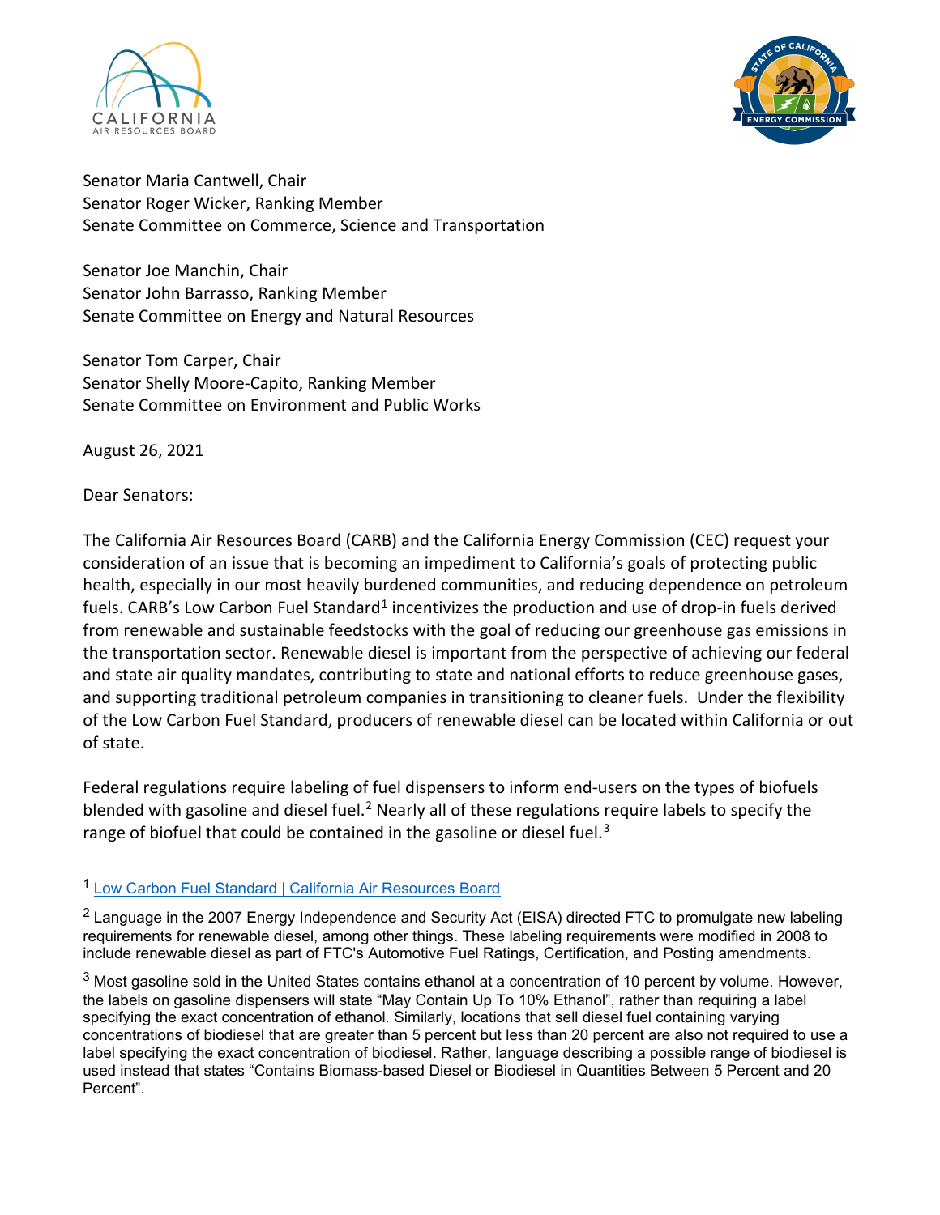Senator Maria Cantwell, Chair
Senator Roger Wicker, Ranking Member
Senate Committee on Commerce, Science and Transportation

Senator Joe Manchin, Chair
Senator John Barrasso, Ranking Member
Senate Committee on Energy and Natural Resources

Senator Tom Carper, Chair
Senator Shelly Moore-Capito, Ranking Member
Senate Committee on Environment and Public Works

August 26, 2021

Dear Senators:

The California Air Resources Board (CARB) and the California Energy Commission (CEC) request your consideration of an issue that is becoming an impediment to California's goals of protecting public health, especially in our most heavily burdened communities, and reducing dependence on petroleum fuels. CARB's Low Carbon Fuel Standard[1] incentivizes the production and use of drop-in fuels derived from renewable and sustainable feedstocks with the goal of reducing our greenhouse gas emissions in the transportation sector. Renewable diesel is important from the perspective of achieving our federal and state air quality mandates, contributing to state and national efforts to reduce greenhouse gases, and supporting traditional petroleum companies in transitioning to cleaner fuels. Under the flexibility of the Low Carbon Fuel Standard, producers of renewable diesel can be located within California or out of state.

Federal regulations require labeling of fuel dispensers to inform end-users on the types of biofuels blended with gasoline and diesel fuel.[2] Nearly all of these regulations require labels to specify the range of biofuel that could be contained in the gasoline or diesel fuel.[3]

---

[1] Low Carbon Fuel Standard | California Air Resources Board

[2] Language in the 2007 Energy Independence and Security Act (EISA) directed FTC to promulgate new labeling requirements for renewable diesel, among other things. These labeling requirements were modified in 2008 to include renewable diesel as part of FTC's Automotive Fuel Ratings, Certification, and Posting amendments.

[3] Most gasoline sold in the United States contains ethanol at a concentration of 10 percent by volume. However, the labels on gasoline dispensers will state "May Contain Up To 10% Ethanol", rather than requiring a label specifying the exact concentration of ethanol. Similarly, locations that sell diesel fuel containing varying concentrations of biodiesel that are greater than 5 percent but less than 20 percent are also not required to use a label specifying the exact concentration of biodiesel. Rather, language describing a possible range of biodiesel is used instead that states "Contains Biomass-based Diesel or Biodiesel in Quantities Between 5 Percent and 20 Percent".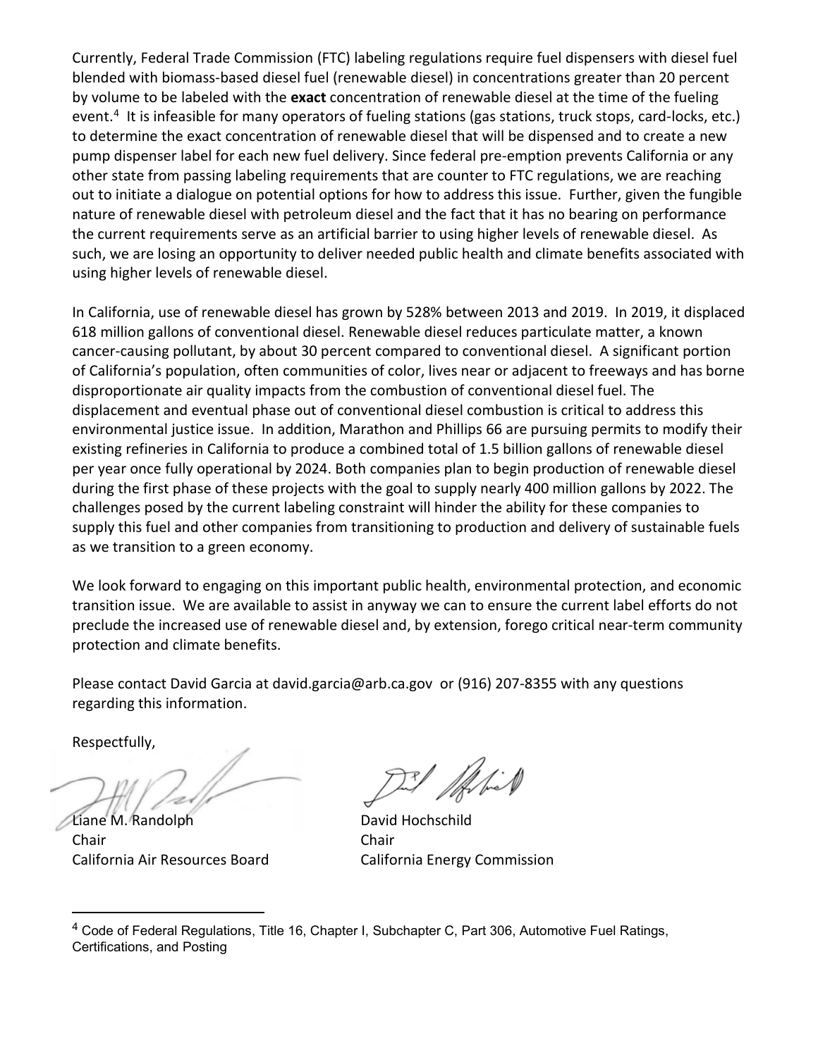Currently, Federal Trade Commission (FTC) labeling regulations require fuel dispensers with diesel fuel blended with biomass-based diesel fuel (renewable diesel) in concentrations greater than 20 percent by volume to be labeled with the **exact** concentration of renewable diesel at the time of the fueling event.[4] It is infeasible for many operators of fueling stations (gas stations, truck stops, card-locks, etc.) to determine the exact concentration of renewable diesel that will be dispensed and to create a new pump dispenser label for each new fuel delivery. Since federal pre-emption prevents California or any other state from passing labeling requirements that are counter to FTC regulations, we are reaching out to initiate a dialogue on potential options for how to address this issue. Further, given the fungible nature of renewable diesel with petroleum diesel and the fact that it has no bearing on performance the current requirements serve as an artificial barrier to using higher levels of renewable diesel. As such, we are losing an opportunity to deliver needed public health and climate benefits associated with using higher levels of renewable diesel.

In California, use of renewable diesel has grown by 528% between 2013 and 2019. In 2019, it displaced 618 million gallons of conventional diesel. Renewable diesel reduces particulate matter, a known cancer-causing pollutant, by about 30 percent compared to conventional diesel. A significant portion of California's population, often communities of color, lives near or adjacent to freeways and has borne disproportionate air quality impacts from the combustion of conventional diesel fuel. The displacement and eventual phase out of conventional diesel combustion is critical to address this environmental justice issue. In addition, Marathon and Phillips 66 are pursuing permits to modify their existing refineries in California to produce a combined total of 1.5 billion gallons of renewable diesel per year once fully operational by 2024. Both companies plan to begin production of renewable diesel during the first phase of these projects with the goal to supply nearly 400 million gallons by 2022. The challenges posed by the current labeling constraint will hinder the ability for these companies to supply this fuel and other companies from transitioning to production and delivery of sustainable fuels as we transition to a green economy.

We look forward to engaging on this important public health, environmental protection, and economic transition issue. We are available to assist in anyway we can to ensure the current label efforts do not preclude the increased use of renewable diesel and, by extension, forego critical near-term community protection and climate benefits.

Please contact David Garcia at david.garcia@arb.ca.gov or (916) 207-8355 with any questions regarding this information.

Respectfully,

Liane M. Randolph
Chair
California Air Resources Board

David Hochschild
Chair
California Energy Commission

[4] Code of Federal Regulations, Title 16, Chapter I, Subchapter C, Part 306, Automotive Fuel Ratings, Certifications, and Posting